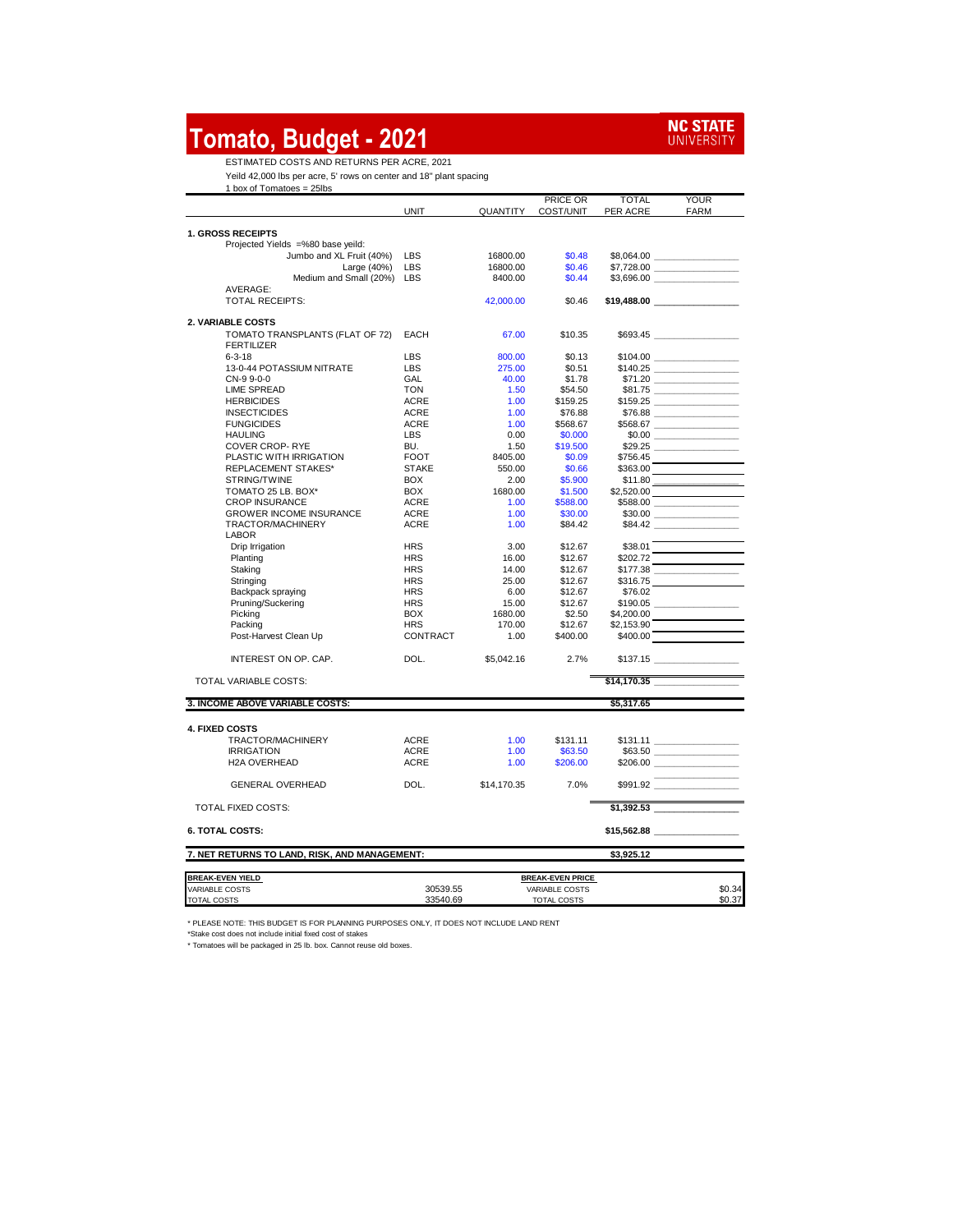# Tomato, Budget - 2021

NC STATE UNIVERSITY

ESTIMATED COSTS AND RETURNS PER ACRE, 2021

Yeild 42,000 lbs per acre, 5' rows on center and 18" plant spacing

1 box of Tomatoes = 25lbs

| | UNIT | QUANTITY | PRICE OR COST/UNIT | TOTAL PER ACRE | YOUR FARM |
|---|---|---|---|---|---|
| **1. GROSS RECEIPTS** | | | | | |
| Projected Yields =%80 base yeild: | | | | | |
| Jumbo and XL Fruit (40%) | LBS | 16800.00 | $0.48 | $8,064.00 | |
| Large (40%) | LBS | 16800.00 | $0.46 | $7,728.00 | |
| Medium and Small (20%) | LBS | 8400.00 | $0.44 | $3,696.00 | |
| AVERAGE: | | | | | |
| TOTAL RECEIPTS: | | 42,000.00 | $0.46 | **$19,488.00** | |
| **2. VARIABLE COSTS** | | | | | |
| TOMATO TRANSPLANTS (FLAT OF 72) | EACH | 67.00 | $10.35 | $693.45 | |
| FERTILIZER | | | | | |
| 6-3-18 | LBS | 800.00 | $0.13 | $104.00 | |
| 13-0-44 POTASSIUM NITRATE | LBS | 275.00 | $0.51 | $140.25 | |
| CN-9 9-0-0 | GAL | 40.00 | $1.78 | $71.20 | |
| LIME SPREAD | TON | 1.50 | $54.50 | $81.75 | |
| HERBICIDES | ACRE | 1.00 | $159.25 | $159.25 | |
| INSECTICIDES | ACRE | 1.00 | $76.88 | $76.88 | |
| FUNGICIDES | ACRE | 1.00 | $568.67 | $568.67 | |
| HAULING | LBS | 0.00 | $0.000 | $0.00 | |
| COVER CROP- RYE | BU. | 1.50 | $19.500 | $29.25 | |
| PLASTIC WITH IRRIGATION | FOOT | 8405.00 | $0.09 | $756.45 | |
| REPLACEMENT STAKES* | STAKE | 550.00 | $0.66 | $363.00 | |
| STRING/TWINE | BOX | 2.00 | $5.900 | $11.80 | |
| TOMATO 25 LB. BOX* | BOX | 1680.00 | $1.500 | $2,520.00 | |
| CROP INSURANCE | ACRE | 1.00 | $588.00 | $588.00 | |
| GROWER INCOME INSURANCE | ACRE | 1.00 | $30.00 | $30.00 | |
| TRACTOR/MACHINERY | ACRE | 1.00 | $84.42 | $84.42 | |
| LABOR | | | | | |
| Drip Irrigation | HRS | 3.00 | $12.67 | $38.01 | |
| Planting | HRS | 16.00 | $12.67 | $202.72 | |
| Staking | HRS | 14.00 | $12.67 | $177.38 | |
| Stringing | HRS | 25.00 | $12.67 | $316.75 | |
| Backpack spraying | HRS | 6.00 | $12.67 | $76.02 | |
| Pruning/Suckering | HRS | 15.00 | $12.67 | $190.05 | |
| Picking | BOX | 1680.00 | $2.50 | $4,200.00 | |
| Packing | HRS | 170.00 | $12.67 | $2,153.90 | |
| Post-Harvest Clean Up | CONTRACT | 1.00 | $400.00 | $400.00 | |
| INTEREST ON OP. CAP. | DOL. | $5,042.16 | 2.7% | $137.15 | |
| TOTAL VARIABLE COSTS: | | | | **$14,170.35** | |
| **3. INCOME ABOVE VARIABLE COSTS:** | | | | **$5,317.65** | |
| **4. FIXED COSTS** | | | | | |
| TRACTOR/MACHINERY | ACRE | 1.00 | $131.11 | $131.11 | |
| IRRIGATION | ACRE | 1.00 | $63.50 | $63.50 | |
| H2A OVERHEAD | ACRE | 1.00 | $206.00 | $206.00 | |
| GENERAL OVERHEAD | DOL. | $14,170.35 | 7.0% | $991.92 | |
| TOTAL FIXED COSTS: | | | | **$1,392.53** | |
| **6. TOTAL COSTS:** | | | | **$15,562.88** | |
| **7. NET RETURNS TO LAND, RISK, AND MANAGEMENT:** | | | | **$3,925.12** | |

| BREAK-EVEN YIELD | | BREAK-EVEN PRICE | |
|---|---|---|---|
| VARIABLE COSTS | 30539.55 | VARIABLE COSTS | $0.34 |
| TOTAL COSTS | 33540.69 | TOTAL COSTS | $0.37 |

\* PLEASE NOTE: THIS BUDGET IS FOR PLANNING PURPOSES ONLY, IT DOES NOT INCLUDE LAND RENT

*Stake cost does not include initial fixed cost of stakes

\* Tomatoes will be packaged in 25 lb. box. Cannot reuse old boxes.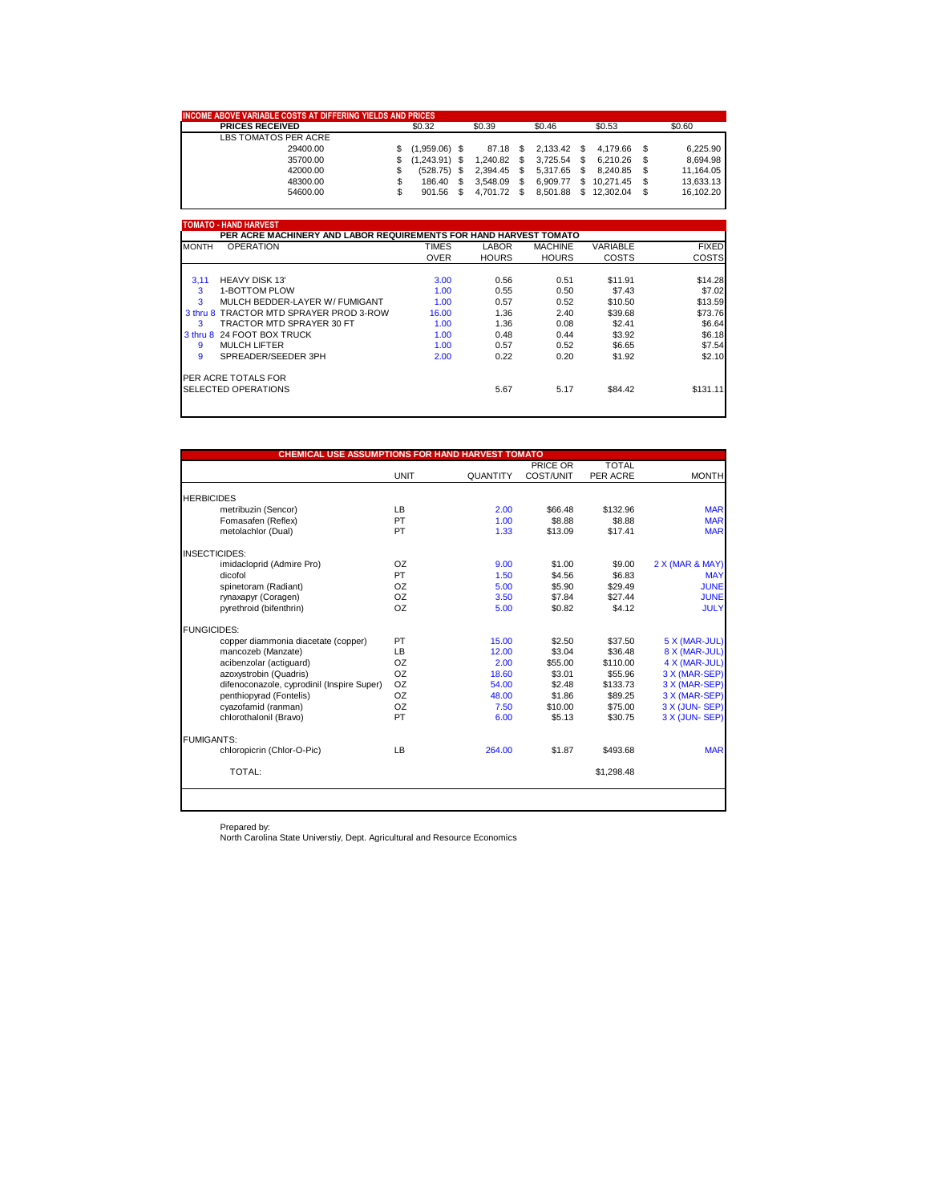## INCOME ABOVE VARIABLE COSTS AT DIFFERING YIELDS AND PRICES

| PRICES RECEIVED | $0.32 | $0.39 | $0.46 | $0.53 | $0.60 |
|---|---|---|---|---|---|
| LBS TOMATOS PER ACRE | | | | | |
| 29400.00 | $ (1,959.06) | $ 87.18 | $ 2,133.42 | $ 4,179.66 | $ 6,225.90 |
| 35700.00 | $ (1,243.91) | $ 1,240.82 | $ 3,725.54 | $ 6,210.26 | $ 8,694.98 |
| 42000.00 | $ (528.75) | $ 2,394.45 | $ 5,317.65 | $ 8,240.85 | $ 11,164.05 |
| 48300.00 | $ 186.40 | $ 3,548.09 | $ 6,909.77 | $ 10,271.45 | $ 13,633.13 |
| 54600.00 | $ 901.56 | $ 4,701.72 | $ 8,501.88 | $ 12,302.04 | $ 16,102.20 |

## TOMATO - HAND HARVEST

**PER ACRE MACHINERY AND LABOR REQUIREMENTS FOR HAND HARVEST TOMATO**

| MONTH | OPERATION | TIMES OVER | LABOR HOURS | MACHINE HOURS | VARIABLE COSTS | FIXED COSTS |
|---|---|---|---|---|---|---|
| 3,11 | HEAVY DISK 13' | 3.00 | 0.56 | 0.51 | $11.91 | $14.28 |
| 3 | 1-BOTTOM PLOW | 1.00 | 0.55 | 0.50 | $7.43 | $7.02 |
| 3 | MULCH BEDDER-LAYER W/ FUMIGANT | 1.00 | 0.57 | 0.52 | $10.50 | $13.59 |
| 3 thru 8 | TRACTOR MTD SPRAYER PROD 3-ROW | 16.00 | 1.36 | 2.40 | $39.68 | $73.76 |
| 3 | TRACTOR MTD SPRAYER 30 FT | 1.00 | 1.36 | 0.08 | $2.41 | $6.64 |
| 3 thru 8 | 24 FOOT BOX TRUCK | 1.00 | 0.48 | 0.44 | $3.92 | $6.18 |
| 9 | MULCH LIFTER | 1.00 | 0.57 | 0.52 | $6.65 | $7.54 |
| 9 | SPREADER/SEEDER 3PH | 2.00 | 0.22 | 0.20 | $1.92 | $2.10 |
| PER ACRE TOTALS FOR SELECTED OPERATIONS | | | 5.67 | 5.17 | $84.42 | $131.11 |

## CHEMICAL USE ASSUMPTIONS FOR HAND HARVEST TOMATO

| | UNIT | QUANTITY | PRICE OR COST/UNIT | TOTAL PER ACRE | MONTH |
|---|---|---|---|---|---|
| **HERBICIDES** | | | | | |
| metribuzin (Sencor) | LB | 2.00 | $66.48 | $132.96 | MAR |
| Fomasafen (Reflex) | PT | 1.00 | $8.88 | $8.88 | MAR |
| metolachlor (Dual) | PT | 1.33 | $13.09 | $17.41 | MAR |
| **INSECTICIDES:** | | | | | |
| imidacloprid (Admire Pro) | OZ | 9.00 | $1.00 | $9.00 | 2 X (MAR & MAY) |
| dicofol | PT | 1.50 | $4.56 | $6.83 | MAY |
| spinetoram (Radiant) | OZ | 5.00 | $5.90 | $29.49 | JUNE |
| rynaxapyr (Coragen) | OZ | 3.50 | $7.84 | $27.44 | JUNE |
| pyrethroid (bifenthrin) | OZ | 5.00 | $0.82 | $4.12 | JULY |
| **FUNGICIDES:** | | | | | |
| copper diammonia diacetate (copper) | PT | 15.00 | $2.50 | $37.50 | 5 X (MAR-JUL) |
| mancozeb (Manzate) | LB | 12.00 | $3.04 | $36.48 | 8 X (MAR-JUL) |
| acibenzolar (actiguard) | OZ | 2.00 | $55.00 | $110.00 | 4 X (MAR-JUL) |
| azoxystrobin (Quadris) | OZ | 18.60 | $3.01 | $55.96 | 3 X (MAR-SEP) |
| difenoconazole, cyprodinil (Inspire Super) | OZ | 54.00 | $2.48 | $133.73 | 3 X (MAR-SEP) |
| penthiopyrad (Fontelis) | OZ | 48.00 | $1.86 | $89.25 | 3 X (MAR-SEP) |
| cyazofamid (ranman) | OZ | 7.50 | $10.00 | $75.00 | 3 X (JUN- SEP) |
| chlorothalonil (Bravo) | PT | 6.00 | $5.13 | $30.75 | 3 X (JUN- SEP) |
| **FUMIGANTS:** | | | | | |
| chloropicrin (Chlor-O-Pic) | LB | 264.00 | $1.87 | $493.68 | MAR |
| TOTAL: | | | | $1,298.48 | |

Prepared by:
North Carolina State Universtiy, Dept. Agricultural and Resource Economics